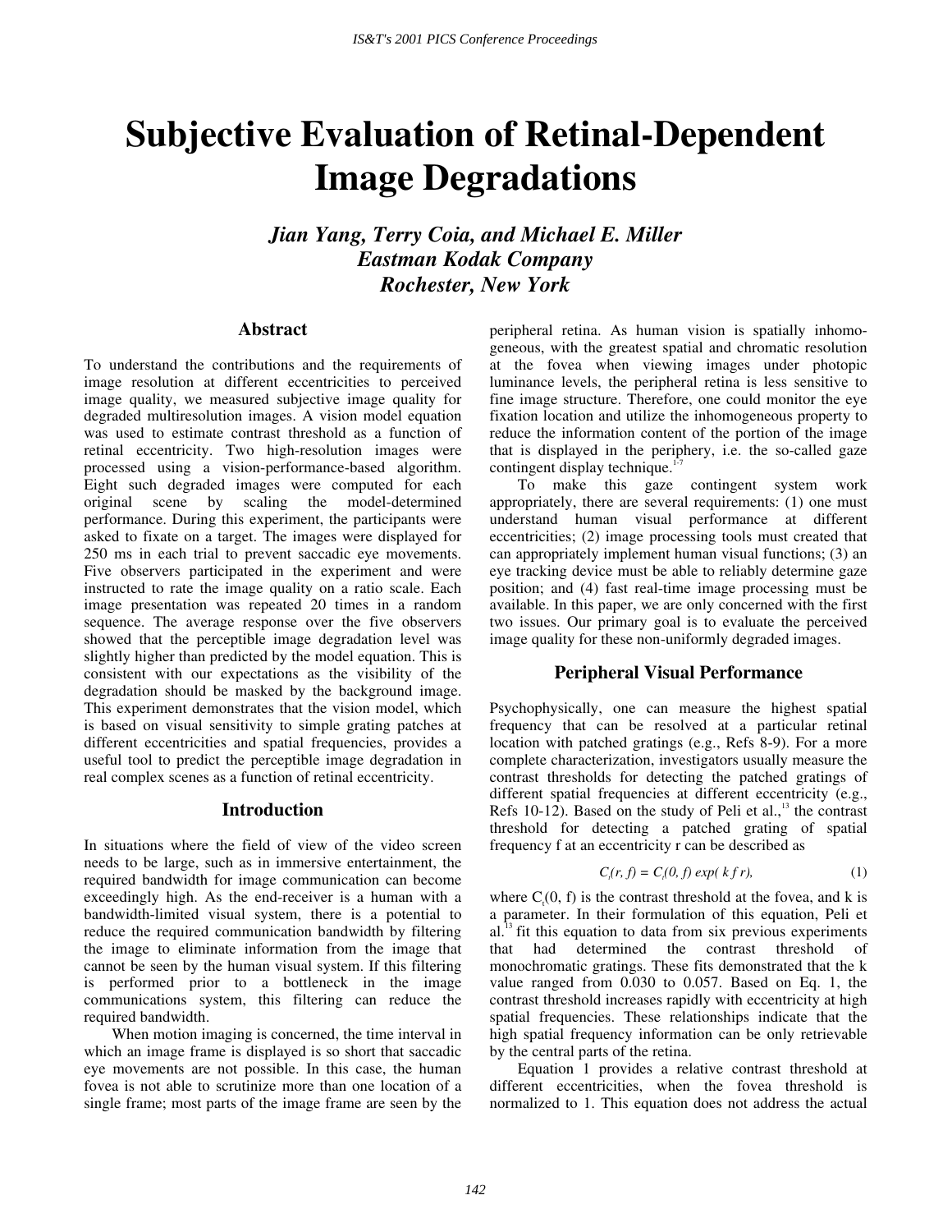# Subjective Evaluation of Retinal-Dependent Image Degradations

***Jian Yang, Terry Coia, and Michael E. Miller***
***Eastman Kodak Company***
***Rochester, New York***

## Abstract

To understand the contributions and the requirements of image resolution at different eccentricities to perceived image quality, we measured subjective image quality for degraded multiresolution images. A vision model equation was used to estimate contrast threshold as a function of retinal eccentricity. Two high-resolution images were processed using a vision-performance-based algorithm. Eight such degraded images were computed for each original scene by scaling the model-determined performance. During this experiment, the participants were asked to fixate on a target. The images were displayed for 250 ms in each trial to prevent saccadic eye movements. Five observers participated in the experiment and were instructed to rate the image quality on a ratio scale. Each image presentation was repeated 20 times in a random sequence. The average response over the five observers showed that the perceptible image degradation level was slightly higher than predicted by the model equation. This is consistent with our expectations as the visibility of the degradation should be masked by the background image. This experiment demonstrates that the vision model, which is based on visual sensitivity to simple grating patches at different eccentricities and spatial frequencies, provides a useful tool to predict the perceptible image degradation in real complex scenes as a function of retinal eccentricity.

## Introduction

In situations where the field of view of the video screen needs to be large, such as in immersive entertainment, the required bandwidth for image communication can become exceedingly high. As the end-receiver is a human with a bandwidth-limited visual system, there is a potential to reduce the required communication bandwidth by filtering the image to eliminate information from the image that cannot be seen by the human visual system. If this filtering is performed prior to a bottleneck in the image communications system, this filtering can reduce the required bandwidth.

When motion imaging is concerned, the time interval in which an image frame is displayed is so short that saccadic eye movements are not possible. In this case, the human fovea is not able to scrutinize more than one location of a single frame; most parts of the image frame are seen by the peripheral retina. As human vision is spatially inhomogeneous, with the greatest spatial and chromatic resolution at the fovea when viewing images under photopic luminance levels, the peripheral retina is less sensitive to fine image structure. Therefore, one could monitor the eye fixation location and utilize the inhomogeneous property to reduce the information content of the portion of the image that is displayed in the periphery, i.e. the so-called gaze contingent display technique.[1-7]

To make this gaze contingent system work appropriately, there are several requirements: (1) one must understand human visual performance at different eccentricities; (2) image processing tools must created that can appropriately implement human visual functions; (3) an eye tracking device must be able to reliably determine gaze position; and (4) fast real-time image processing must be available. In this paper, we are only concerned with the first two issues. Our primary goal is to evaluate the perceived image quality for these non-uniformly degraded images.

## Peripheral Visual Performance

Psychophysically, one can measure the highest spatial frequency that can be resolved at a particular retinal location with patched gratings (e.g., Refs 8-9). For a more complete characterization, investigators usually measure the contrast thresholds for detecting the patched gratings of different spatial frequencies at different eccentricity (e.g., Refs 10-12). Based on the study of Peli et al.,[13] the contrast threshold for detecting a patched grating of spatial frequency f at an eccentricity r can be described as

$$C_t(r, f) = C_t(0, f) \exp( k f r), \tag{1}$$

where $C_t(0, f)$ is the contrast threshold at the fovea, and k is a parameter. In their formulation of this equation, Peli et al.[13] fit this equation to data from six previous experiments that had determined the contrast threshold of monochromatic gratings. These fits demonstrated that the k value ranged from 0.030 to 0.057. Based on Eq. 1, the contrast threshold increases rapidly with eccentricity at high spatial frequencies. These relationships indicate that the high spatial frequency information can be only retrievable by the central parts of the retina.

Equation 1 provides a relative contrast threshold at different eccentricities, when the fovea threshold is normalized to 1. This equation does not address the actual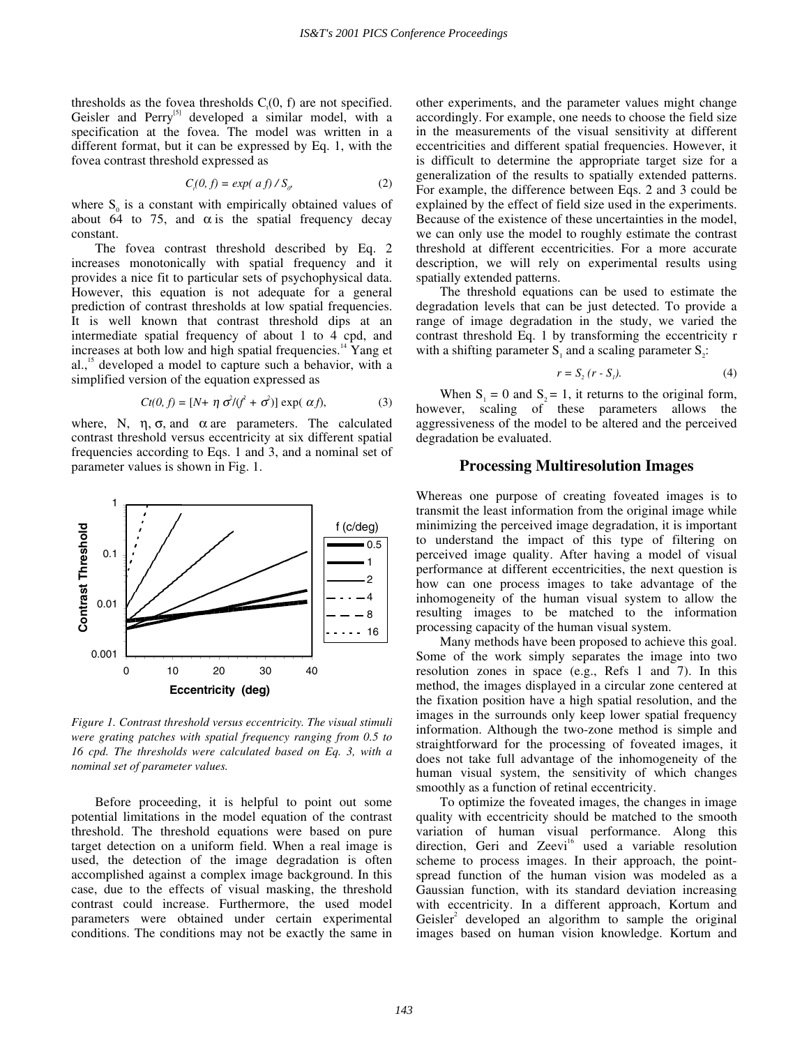thresholds as the fovea thresholds $C_t(0, f)$ are not specified. Geisler and Perry[5] developed a similar model, with a specification at the fovea. The model was written in a different format, but it can be expressed by Eq. 1, with the fovea contrast threshold expressed as

$$C_t(0, f) = exp(\ a\ f) / S_0, \tag{2}$$

where $S_0$ is a constant with empirically obtained values of about 64 to 75, and $\alpha$ is the spatial frequency decay constant.

The fovea contrast threshold described by Eq. 2 increases monotonically with spatial frequency and it provides a nice fit to particular sets of psychophysical data. However, this equation is not adequate for a general prediction of contrast thresholds at low spatial frequencies. It is well known that contrast threshold dips at an intermediate spatial frequency of about 1 to 4 cpd, and increases at both low and high spatial frequencies.[14] Yang et al.,[15] developed a model to capture such a behavior, with a simplified version of the equation expressed as

$$Ct(0, f) = [N + \eta\ \sigma^2/(f^2 + \sigma^2)]\ \exp(\ \alpha f), \tag{3}$$

where, N, $\eta$, $\sigma$, and $\alpha$ are parameters. The calculated contrast threshold versus eccentricity at six different spatial frequencies according to Eqs. 1 and 3, and a nominal set of parameter values is shown in Fig. 1.

*Figure 1. Contrast threshold versus eccentricity. The visual stimuli were grating patches with spatial frequency ranging from 0.5 to 16 cpd. The thresholds were calculated based on Eq. 3, with a nominal set of parameter values.*

Before proceeding, it is helpful to point out some potential limitations in the model equation of the contrast threshold. The threshold equations were based on pure target detection on a uniform field. When a real image is used, the detection of the image degradation is often accomplished against a complex image background. In this case, due to the effects of visual masking, the threshold contrast could increase. Furthermore, the used model parameters were obtained under certain experimental conditions. The conditions may not be exactly the same in other experiments, and the parameter values might change accordingly. For example, one needs to choose the field size in the measurements of the visual sensitivity at different eccentricities and different spatial frequencies. However, it is difficult to determine the appropriate target size for a generalization of the results to spatially extended patterns. For example, the difference between Eqs. 2 and 3 could be explained by the effect of field size used in the experiments. Because of the existence of these uncertainties in the model, we can only use the model to roughly estimate the contrast threshold at different eccentricities. For a more accurate description, we will rely on experimental results using spatially extended patterns.

The threshold equations can be used to estimate the degradation levels that can be just detected. To provide a range of image degradation in the study, we varied the contrast threshold Eq. 1 by transforming the eccentricity r with a shifting parameter $S_1$ and a scaling parameter $S_2$:

$$r = S_2\ (r - S_1). \tag{4}$$

When $S_1 = 0$ and $S_2 = 1$, it returns to the original form, however, scaling of these parameters allows the aggressiveness of the model to be altered and the perceived degradation be evaluated.

## Processing Multiresolution Images

Whereas one purpose of creating foveated images is to transmit the least information from the original image while minimizing the perceived image degradation, it is important to understand the impact of this type of filtering on perceived image quality. After having a model of visual performance at different eccentricities, the next question is how can one process images to take advantage of the inhomogeneity of the human visual system to allow the resulting images to be matched to the information processing capacity of the human visual system.

Many methods have been proposed to achieve this goal. Some of the work simply separates the image into two resolution zones in space (e.g., Refs 1 and 7). In this method, the images displayed in a circular zone centered at the fixation position have a high spatial resolution, and the images in the surrounds only keep lower spatial frequency information. Although the two-zone method is simple and straightforward for the processing of foveated images, it does not take full advantage of the inhomogeneity of the human visual system, the sensitivity of which changes smoothly as a function of retinal eccentricity.

To optimize the foveated images, the changes in image quality with eccentricity should be matched to the smooth variation of human visual performance. Along this direction, Geri and Zeevi[16] used a variable resolution scheme to process images. In their approach, the point-spread function of the human vision was modeled as a Gaussian function, with its standard deviation increasing with eccentricity. In a different approach, Kortum and Geisler[2] developed an algorithm to sample the original images based on human vision knowledge. Kortum and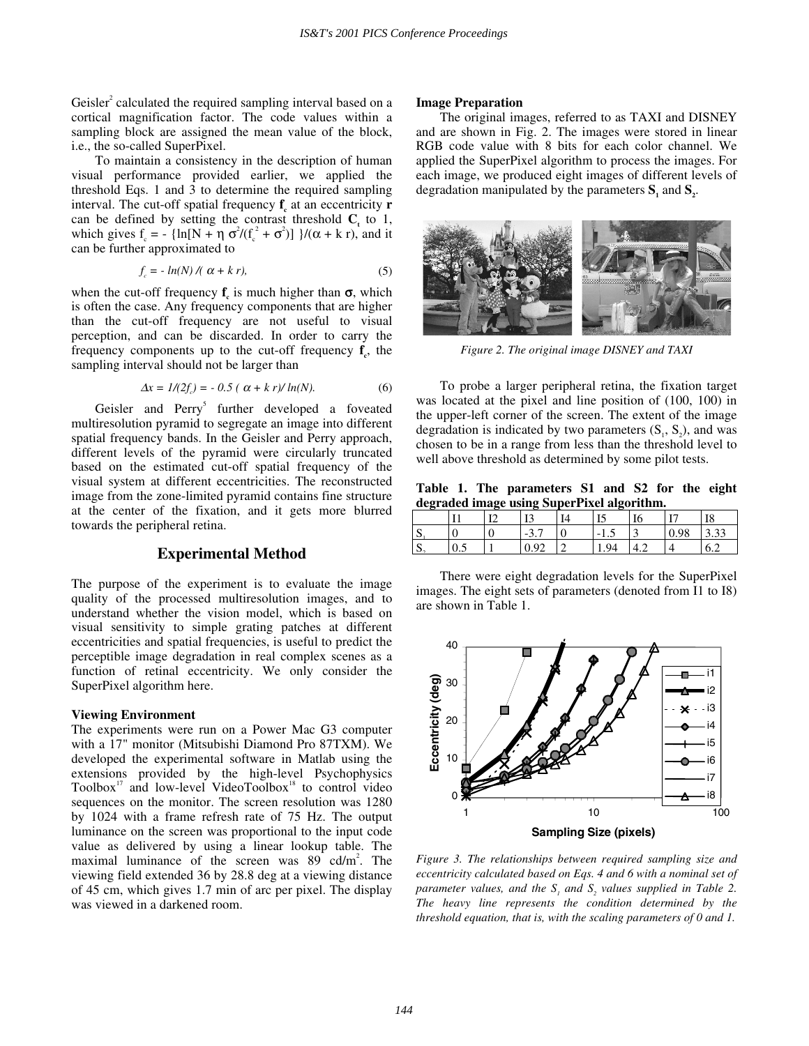Geisler[2] calculated the required sampling interval based on a cortical magnification factor. The code values within a sampling block are assigned the mean value of the block, i.e., the so-called SuperPixel.

To maintain a consistency in the description of human visual performance provided earlier, we applied the threshold Eqs. 1 and 3 to determine the required sampling interval. The cut-off spatial frequency $\mathbf{f_c}$ at an eccentricity $\mathbf{r}$ can be defined by setting the contrast threshold $\mathbf{C_t}$ to 1, which gives $f_c = -\{\ln[N + \eta\, \sigma^2/(f_c^{\,2} + \sigma^2)]\}/(\alpha + k\, r)$, and it can be further approximated to

$$f_c = -\ln(N)/(\alpha + k\, r), \tag{5}$$

when the cut-off frequency $\mathbf{f_c}$ is much higher than $\sigma$, which is often the case. Any frequency components that are higher than the cut-off frequency are not useful to visual perception, and can be discarded. In order to carry the frequency components up to the cut-off frequency $\mathbf{f_c}$, the sampling interval should not be larger than

$$\Delta x = 1/(2f_c) = -0.5\,(\alpha + k\, r)/\ln(N). \tag{6}$$

Geisler and Perry[5] further developed a foveated multiresolution pyramid to segregate an image into different spatial frequency bands. In the Geisler and Perry approach, different levels of the pyramid were circularly truncated based on the estimated cut-off spatial frequency of the visual system at different eccentricities. The reconstructed image from the zone-limited pyramid contains fine structure at the center of the fixation, and it gets more blurred towards the peripheral retina.

## Experimental Method

The purpose of the experiment is to evaluate the image quality of the processed multiresolution images, and to understand whether the vision model, which is based on visual sensitivity to simple grating patches at different eccentricities and spatial frequencies, is useful to predict the perceptible image degradation in real complex scenes as a function of retinal eccentricity. We only consider the SuperPixel algorithm here.

### Viewing Environment

The experiments were run on a Power Mac G3 computer with a 17" monitor (Mitsubishi Diamond Pro 87TXM). We developed the experimental software in Matlab using the extensions provided by the high-level Psychophysics Toolbox[17] and low-level VideoToolbox[18] to control video sequences on the monitor. The screen resolution was 1280 by 1024 with a frame refresh rate of 75 Hz. The output luminance on the screen was proportional to the input code value as delivered by using a linear lookup table. The maximal luminance of the screen was 89 cd/m$^2$. The viewing field extended 36 by 28.8 deg at a viewing distance of 45 cm, which gives 1.7 min of arc per pixel. The display was viewed in a darkened room.

### Image Preparation

The original images, referred to as TAXI and DISNEY and are shown in Fig. 2. The images were stored in linear RGB code value with 8 bits for each color channel. We applied the SuperPixel algorithm to process the images. For each image, we produced eight images of different levels of degradation manipulated by the parameters $\mathbf{S_1}$ and $\mathbf{S_2}$.

*Figure 2. The original image DISNEY and TAXI*

To probe a larger peripheral retina, the fixation target was located at the pixel and line position of (100, 100) in the upper-left corner of the screen. The extent of the image degradation is indicated by two parameters ($S_1$, $S_2$), and was chosen to be in a range from less than the threshold level to well above threshold as determined by some pilot tests.

**Table 1. The parameters S1 and S2 for the eight degraded image using SuperPixel algorithm.**

| | I1 | I2 | I3 | I4 | I5 | I6 | I7 | I8 |
|---|---|---|---|---|---|---|---|---|
| $S_1$ | 0 | 0 | -3.7 | 0 | -1.5 | 3 | 0.98 | 3.33 |
| $S_2$ | 0.5 | 1 | 0.92 | 2 | 1.94 | 4.2 | 4 | 6.2 |

There were eight degradation levels for the SuperPixel images. The eight sets of parameters (denoted from I1 to I8) are shown in Table 1.

*Figure 3. The relationships between required sampling size and eccentricity calculated based on Eqs. 4 and 6 with a nominal set of parameter values, and the $S_1$ and $S_2$ values supplied in Table 2. The heavy line represents the condition determined by the threshold equation, that is, with the scaling parameters of 0 and 1.*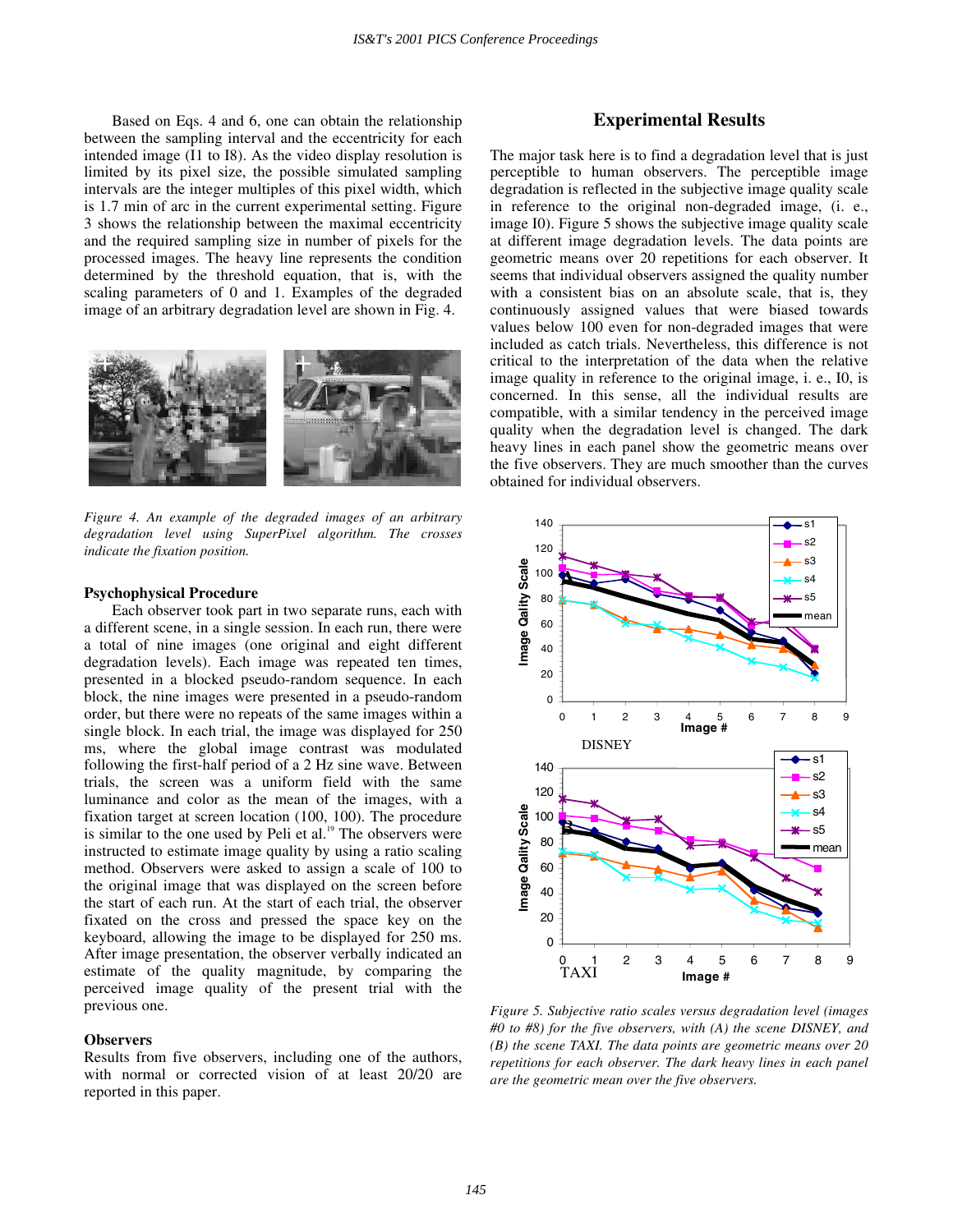Based on Eqs. 4 and 6, one can obtain the relationship between the sampling interval and the eccentricity for each intended image (I1 to I8). As the video display resolution is limited by its pixel size, the possible simulated sampling intervals are the integer multiples of this pixel width, which is 1.7 min of arc in the current experimental setting. Figure 3 shows the relationship between the maximal eccentricity and the required sampling size in number of pixels for the processed images. The heavy line represents the condition determined by the threshold equation, that is, with the scaling parameters of 0 and 1. Examples of the degraded image of an arbitrary degradation level are shown in Fig. 4.

*Figure 4. An example of the degraded images of an arbitrary degradation level using SuperPixel algorithm. The crosses indicate the fixation position.*

### Psychophysical Procedure

Each observer took part in two separate runs, each with a different scene, in a single session. In each run, there were a total of nine images (one original and eight different degradation levels). Each image was repeated ten times, presented in a blocked pseudo-random sequence. In each block, the nine images were presented in a pseudo-random order, but there were no repeats of the same images within a single block. In each trial, the image was displayed for 250 ms, where the global image contrast was modulated following the first-half period of a 2 Hz sine wave. Between trials, the screen was a uniform field with the same luminance and color as the mean of the images, with a fixation target at screen location (100, 100). The procedure is similar to the one used by Peli et al.[19] The observers were instructed to estimate image quality by using a ratio scaling method. Observers were asked to assign a scale of 100 to the original image that was displayed on the screen before the start of each run. At the start of each trial, the observer fixated on the cross and pressed the space key on the keyboard, allowing the image to be displayed for 250 ms. After image presentation, the observer verbally indicated an estimate of the quality magnitude, by comparing the perceived image quality of the present trial with the previous one.

### Observers

Results from five observers, including one of the authors, with normal or corrected vision of at least 20/20 are reported in this paper.

## Experimental Results

The major task here is to find a degradation level that is just perceptible to human observers. The perceptible image degradation is reflected in the subjective image quality scale in reference to the original non-degraded image, (i. e., image I0). Figure 5 shows the subjective image quality scale at different image degradation levels. The data points are geometric means over 20 repetitions for each observer. It seems that individual observers assigned the quality number with a consistent bias on an absolute scale, that is, they continuously assigned values that were biased towards values below 100 even for non-degraded images that were included as catch trials. Nevertheless, this difference is not critical to the interpretation of the data when the relative image quality in reference to the original image, i. e., I0, is concerned. In this sense, all the individual results are compatible, with a similar tendency in the perceived image quality when the degradation level is changed. The dark heavy lines in each panel show the geometric means over the five observers. They are much smoother than the curves obtained for individual observers.

*Figure 5. Subjective ratio scales versus degradation level (images #0 to #8) for the five observers, with (A) the scene DISNEY, and (B) the scene TAXI. The data points are geometric means over 20 repetitions for each observer. The dark heavy lines in each panel are the geometric mean over the five observers.*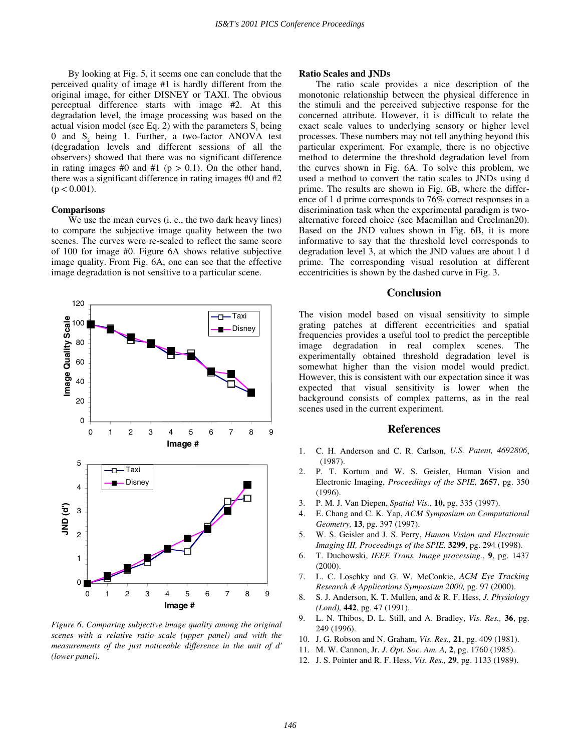By looking at Fig. 5, it seems one can conclude that the perceived quality of image #1 is hardly different from the original image, for either DISNEY or TAXI. The obvious perceptual difference starts with image #2. At this degradation level, the image processing was based on the actual vision model (see Eq. 2) with the parameters $S_1$ being 0 and $S_2$ being 1. Further, a two-factor ANOVA test (degradation levels and different sessions of all the observers) showed that there was no significant difference in rating images #0 and #1 ($p > 0.1$). On the other hand, there was a significant difference in rating images #0 and #2 ($p < 0.001$).

### Comparisons

We use the mean curves (i. e., the two dark heavy lines) to compare the subjective image quality between the two scenes. The curves were re-scaled to reflect the same score of 100 for image #0. Figure 6A shows relative subjective image quality. From Fig. 6A, one can see that the effective image degradation is not sensitive to a particular scene.

*Figure 6. Comparing subjective image quality among the original scenes with a relative ratio scale (upper panel) and with the measurements of the just noticeable difference in the unit of d' (lower panel).*

### Ratio Scales and JNDs

The ratio scale provides a nice description of the monotonic relationship between the physical difference in the stimuli and the perceived subjective response for the concerned attribute. However, it is difficult to relate the exact scale values to underlying sensory or higher level processes. These numbers may not tell anything beyond this particular experiment. For example, there is no objective method to determine the threshold degradation level from the curves shown in Fig. 6A. To solve this problem, we used a method to convert the ratio scales to JNDs using d prime. The results are shown in Fig. 6B, where the difference of 1 d prime corresponds to 76% correct responses in a discrimination task when the experimental paradigm is two-alternative forced choice (see Macmillan and Creelman20). Based on the JND values shown in Fig. 6B, it is more informative to say that the threshold level corresponds to degradation level 3, at which the JND values are about 1 d prime. The corresponding visual resolution at different eccentricities is shown by the dashed curve in Fig. 3.

## Conclusion

The vision model based on visual sensitivity to simple grating patches at different eccentricities and spatial frequencies provides a useful tool to predict the perceptible image degradation in real complex scenes. The experimentally obtained threshold degradation level is somewhat higher than the vision model would predict. However, this is consistent with our expectation since it was expected that visual sensitivity is lower when the background consists of complex patterns, as in the real scenes used in the current experiment.

## References

1. C. H. Anderson and C. R. Carlson, *U.S. Patent, 4692806*, (1987).
2. P. T. Kortum and W. S. Geisler, Human Vision and Electronic Imaging, *Proceedings of the SPIE,* **2657**, pg. 350 (1996).
3. P. M. J. Van Diepen, *Spatial Vis.,* **10,** pg. 335 (1997).
4. E. Chang and C. K. Yap, *ACM Symposium on Computational Geometry,* **13**, pg. 397 (1997).
5. W. S. Geisler and J. S. Perry, *Human Vision and Electronic Imaging III, Proceedings of the SPIE,* **3299**, pg. 294 (1998).
6. T. Duchowski, *IEEE Trans. Image processing.*, **9**, pg. 1437 (2000).
7. L. C. Loschky and G. W. McConkie, *ACM Eye Tracking Research & Applications Symposium 2000,* pg. 97 (2000).
8. S. J. Anderson, K. T. Mullen, and & R. F. Hess, *J. Physiology (Lond),* **442**, pg. 47 (1991).
9. L. N. Thibos, D. L. Still, and A. Bradley, *Vis. Res.,* **36**, pg. 249 (1996).
10. J. G. Robson and N. Graham, *Vis. Res.,* **21**, pg. 409 (1981).
11. M. W. Cannon, Jr. *J. Opt. Soc. Am. A,* **2**, pg. 1760 (1985).
12. J. S. Pointer and R. F. Hess, *Vis. Res.,* **29**, pg. 1133 (1989).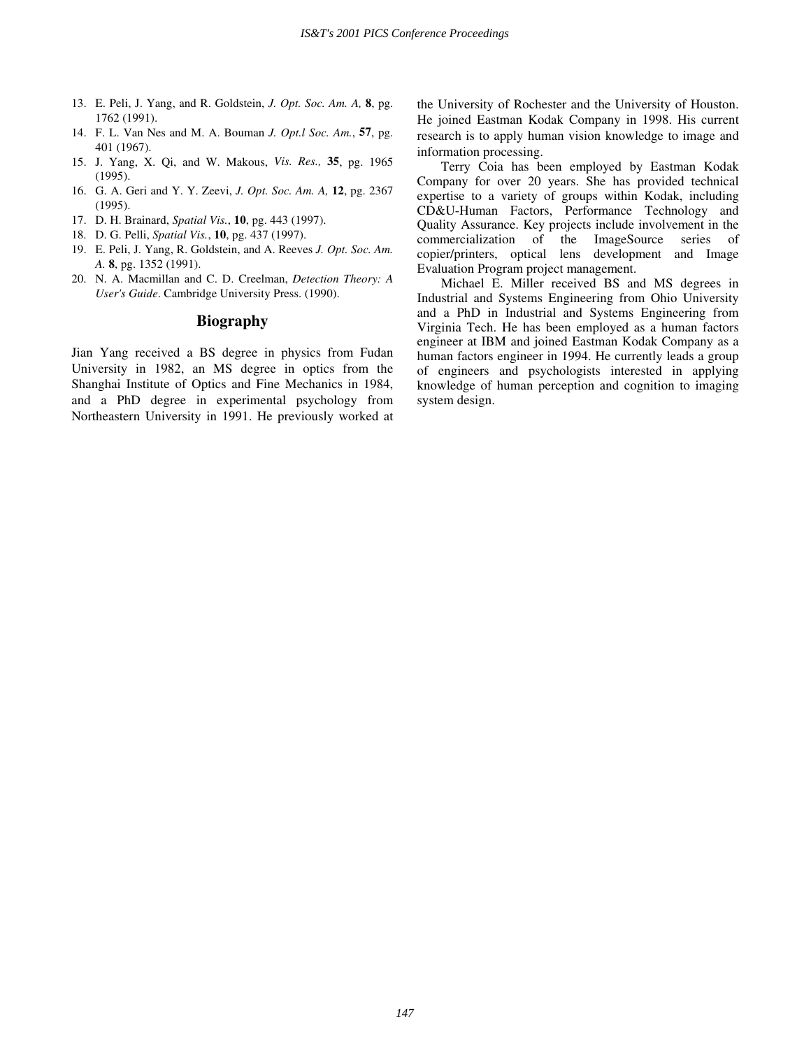13. E. Peli, J. Yang, and R. Goldstein, *J. Opt. Soc. Am. A,* **8**, pg. 1762 (1991).
14. F. L. Van Nes and M. A. Bouman *J. Opt.l Soc. Am.*, **57**, pg. 401 (1967).
15. J. Yang, X. Qi, and W. Makous, *Vis. Res.,* **35**, pg. 1965 (1995).
16. G. A. Geri and Y. Y. Zeevi, *J. Opt. Soc. Am. A,* **12**, pg. 2367 (1995).
17. D. H. Brainard, *Spatial Vis.*, **10**, pg. 443 (1997).
18. D. G. Pelli, *Spatial Vis.*, **10**, pg. 437 (1997).
19. E. Peli, J. Yang, R. Goldstein, and A. Reeves *J. Opt. Soc. Am. A.* **8**, pg. 1352 (1991).
20. N. A. Macmillan and C. D. Creelman, *Detection Theory: A User's Guide*. Cambridge University Press. (1990).

## Biography

Jian Yang received a BS degree in physics from Fudan University in 1982, an MS degree in optics from the Shanghai Institute of Optics and Fine Mechanics in 1984, and a PhD degree in experimental psychology from Northeastern University in 1991. He previously worked at the University of Rochester and the University of Houston. He joined Eastman Kodak Company in 1998. His current research is to apply human vision knowledge to image and information processing.

Terry Coia has been employed by Eastman Kodak Company for over 20 years. She has provided technical expertise to a variety of groups within Kodak, including CD&U-Human Factors, Performance Technology and Quality Assurance. Key projects include involvement in the commercialization of the ImageSource series of copier/printers, optical lens development and Image Evaluation Program project management.

Michael E. Miller received BS and MS degrees in Industrial and Systems Engineering from Ohio University and a PhD in Industrial and Systems Engineering from Virginia Tech. He has been employed as a human factors engineer at IBM and joined Eastman Kodak Company as a human factors engineer in 1994. He currently leads a group of engineers and psychologists interested in applying knowledge of human perception and cognition to imaging system design.